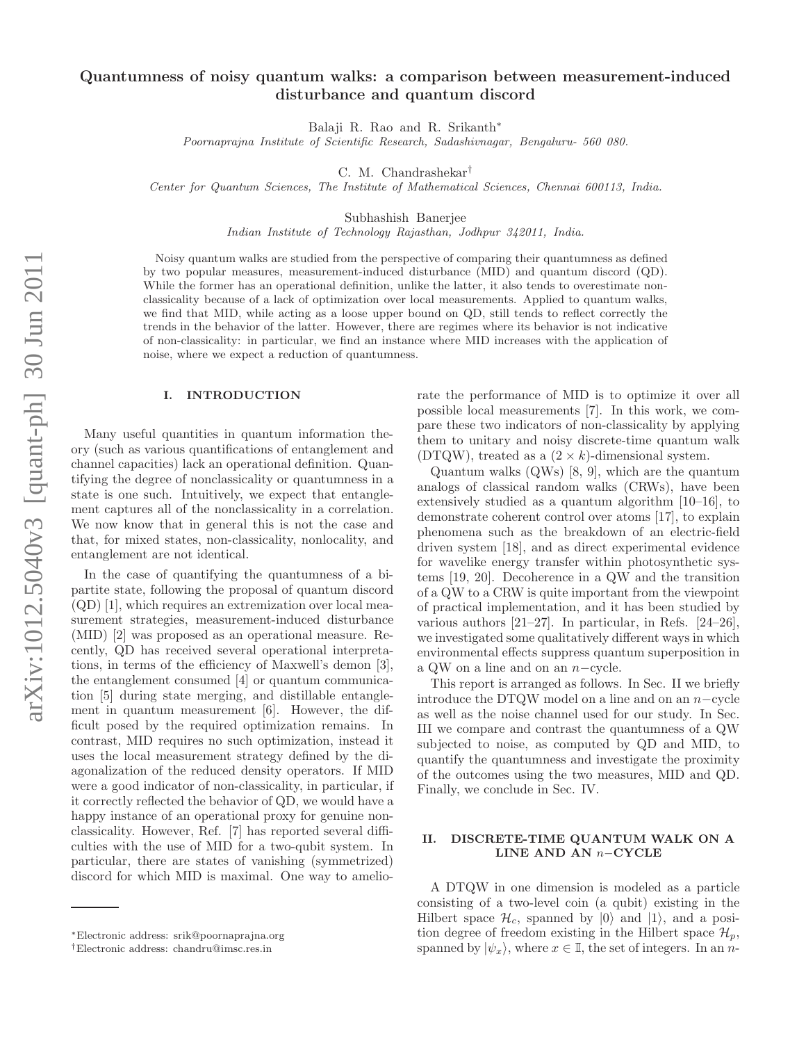# Quantumness of noisy quantum walks: a comparison between measurement-induced disturbance and quantum discord

Balaji R. Rao and R. Srikanth*

*Poornaprajna Institute of Scientific Research, Sadashivnagar, Bengaluru- 560 080.*

C. M. Chandrashekar†

*Center for Quantum Sciences, The Institute of Mathematical Sciences, Chennai 600113, India.*

Subhashish Banerjee

*Indian Institute of Technology Rajasthan, Jodhpur 342011, India.*

Noisy quantum walks are studied from the perspective of comparing their quantumness as defined by two popular measures, measurement-induced disturbance (MID) and quantum discord (QD). While the former has an operational definition, unlike the latter, it also tends to overestimate non-classicality because of a lack of optimization over local measurements. Applied to quantum walks, we find that MID, while acting as a loose upper bound on QD, still tends to reflect correctly the trends in the behavior of the latter. However, there are regimes where its behavior is not indicative of non-classicality: in particular, we find an instance where MID increases with the application of noise, where we expect a reduction of quantumness.

## I. INTRODUCTION

Many useful quantities in quantum information theory (such as various quantifications of entanglement and channel capacities) lack an operational definition. Quantifying the degree of nonclassicality or quantumness in a state is one such. Intuitively, we expect that entanglement captures all of the nonclassicality in a correlation. We now know that in general this is not the case and that, for mixed states, non-classicality, nonlocality, and entanglement are not identical.

In the case of quantifying the quantumness of a bipartite state, following the proposal of quantum discord (QD) [1], which requires an extremization over local measurement strategies, measurement-induced disturbance (MID) [2] was proposed as an operational measure. Recently, QD has received several operational interpretations, in terms of the efficiency of Maxwell's demon [3], the entanglement consumed [4] or quantum communication [5] during state merging, and distillable entanglement in quantum measurement [6]. However, the difficult posed by the required optimization remains. In contrast, MID requires no such optimization, instead it uses the local measurement strategy defined by the diagonalization of the reduced density operators. If MID were a good indicator of non-classicality, in particular, if it correctly reflected the behavior of QD, we would have a happy instance of an operational proxy for genuine non-classicality. However, Ref. [7] has reported several difficulties with the use of MID for a two-qubit system. In particular, there are states of vanishing (symmetrized) discord for which MID is maximal. One way to ameliorate the performance of MID is to optimize it over all possible local measurements [7]. In this work, we compare these two indicators of non-classicality by applying them to unitary and noisy discrete-time quantum walk (DTQW), treated as a $(2 \times k)$-dimensional system.

Quantum walks (QWs) [8, 9], which are the quantum analogs of classical random walks (CRWs), have been extensively studied as a quantum algorithm [10–16], to demonstrate coherent control over atoms [17], to explain phenomena such as the breakdown of an electric-field driven system [18], and as direct experimental evidence for wavelike energy transfer within photosynthetic systems [19, 20]. Decoherence in a QW and the transition of a QW to a CRW is quite important from the viewpoint of practical implementation, and it has been studied by various authors [21–27]. In particular, in Refs. [24–26], we investigated some qualitatively different ways in which environmental effects suppress quantum superposition in a QW on a line and on an $n-$cycle.

This report is arranged as follows. In Sec. II we briefly introduce the DTQW model on a line and on an $n-$cycle as well as the noise channel used for our study. In Sec. III we compare and contrast the quantumness of a QW subjected to noise, as computed by QD and MID, to quantify the quantumness and investigate the proximity of the outcomes using the two measures, MID and QD. Finally, we conclude in Sec. IV.

## II. DISCRETE-TIME QUANTUM WALK ON A LINE AND AN $n-$CYCLE

A DTQW in one dimension is modeled as a particle consisting of a two-level coin (a qubit) existing in the Hilbert space $\mathcal{H}_c$, spanned by $|0\rangle$ and $|1\rangle$, and a position degree of freedom existing in the Hilbert space $\mathcal{H}_p$, spanned by $|\psi_x\rangle$, where $x \in \mathbb{I}$, the set of integers. In an $n$-

*Electronic address: srik@poornaprajna.org

†Electronic address: chandru@imsc.res.in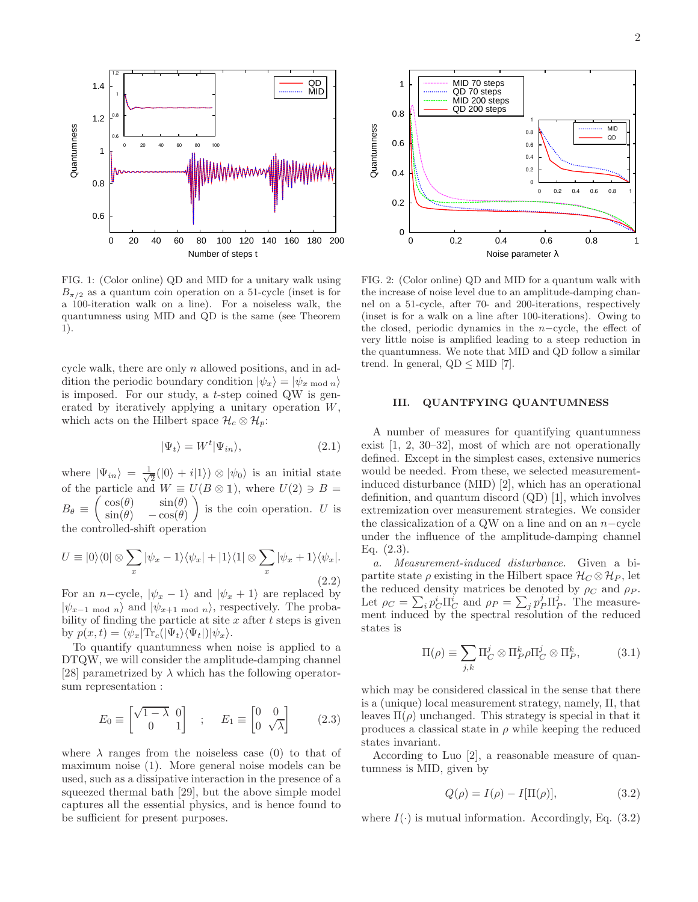FIG. 1: (Color online) QD and MID for a unitary walk using $B_{\pi/2}$ as a quantum coin operation on a 51-cycle (inset is for a 100-iteration walk on a line). For a noiseless walk, the quantumness using MID and QD is the same (see Theorem 1).

FIG. 2: (Color online) QD and MID for a quantum walk with the increase of noise level due to an amplitude-damping channel on a 51-cycle, after 70- and 200-iterations, respectively (inset is for a walk on a line after 100-iterations). Owing to the closed, periodic dynamics in the $n-$cycle, the effect of very little noise is amplified leading to a steep reduction in the quantumness. We note that MID and QD follow a similar trend. In general, QD $\leq$ MID [7].

cycle walk, there are only $n$ allowed positions, and in addition the periodic boundary condition $|\psi_x\rangle = |\psi_{x \bmod n}\rangle$ is imposed. For our study, a $t$-step coined QW is generated by iteratively applying a unitary operation $W$, which acts on the Hilbert space $\mathcal{H}_c \otimes \mathcal{H}_p$:

$$|\Psi_t\rangle = W^t |\Psi_{in}\rangle, \tag{2.1}$$

where $|\Psi_{in}\rangle = \frac{1}{\sqrt{2}}(|0\rangle + i|1\rangle) \otimes |\psi_0\rangle$ is an initial state of the particle and $W \equiv U(B \otimes \mathbb{1})$, where $U(2) \ni B = B_\theta \equiv \begin{pmatrix} \cos(\theta) & \sin(\theta) \\ \sin(\theta) & -\cos(\theta) \end{pmatrix}$ is the coin operation. $U$ is the controlled-shift operation

$$U \equiv |0\rangle\langle 0| \otimes \sum_x |\psi_x - 1\rangle\langle\psi_x| + |1\rangle\langle 1| \otimes \sum_x |\psi_x + 1\rangle\langle\psi_x|. \tag{2.2}$$

For an $n-$cycle, $|\psi_x - 1\rangle$ and $|\psi_x + 1\rangle$ are replaced by $|\psi_{x-1 \bmod n}\rangle$ and $|\psi_{x+1 \bmod n}\rangle$, respectively. The probability of finding the particle at site $x$ after $t$ steps is given by $p(x,t) = \langle\psi_x|\mathrm{Tr}_c(|\Psi_t\rangle\langle\Psi_t|)|\psi_x\rangle$.

To quantify quantumness when noise is applied to a DTQW, we will consider the amplitude-damping channel [28] parametrized by $\lambda$ which has the following operator-sum representation :

$$E_0 \equiv \begin{bmatrix} \sqrt{1-\lambda} & 0 \\ 0 & 1 \end{bmatrix} \quad ; \quad E_1 \equiv \begin{bmatrix} 0 & 0 \\ 0 & \sqrt{\lambda} \end{bmatrix} \tag{2.3}$$

where $\lambda$ ranges from the noiseless case (0) to that of maximum noise (1). More general noise models can be used, such as a dissipative interaction in the presence of a squeezed thermal bath [29], but the above simple model captures all the essential physics, and is hence found to be sufficient for present purposes.

## III. QUANTFYING QUANTUMNESS

A number of measures for quantifying quantumness exist [1, 2, 30–32], most of which are not operationally defined. Except in the simplest cases, extensive numerics would be needed. From these, we selected measurement-induced disturbance (MID) [2], which has an operational definition, and quantum discord (QD) [1], which involves extremization over measurement strategies. We consider the classicalization of a QW on a line and on an $n-$cycle under the influence of the amplitude-damping channel Eq. (2.3).

*a. Measurement-induced disturbance.* Given a bipartite state $\rho$ existing in the Hilbert space $\mathcal{H}_C \otimes \mathcal{H}_P$, let the reduced density matrices be denoted by $\rho_C$ and $\rho_P$. Let $\rho_C = \sum_i p_C^i \Pi_C^i$ and $\rho_P = \sum_j p_P^j \Pi_P^j$. The measurement induced by the spectral resolution of the reduced states is

$$\Pi(\rho) \equiv \sum_{j,k} \Pi_C^j \otimes \Pi_P^k \rho \Pi_C^j \otimes \Pi_P^k, \tag{3.1}$$

which may be considered classical in the sense that there is a (unique) local measurement strategy, namely, $\Pi$, that leaves $\Pi(\rho)$ unchanged. This strategy is special in that it produces a classical state in $\rho$ while keeping the reduced states invariant.

According to Luo [2], a reasonable measure of quantumness is MID, given by

$$Q(\rho) = I(\rho) - I[\Pi(\rho)], \tag{3.2}$$

where $I(\cdot)$ is mutual information. Accordingly, Eq. (3.2)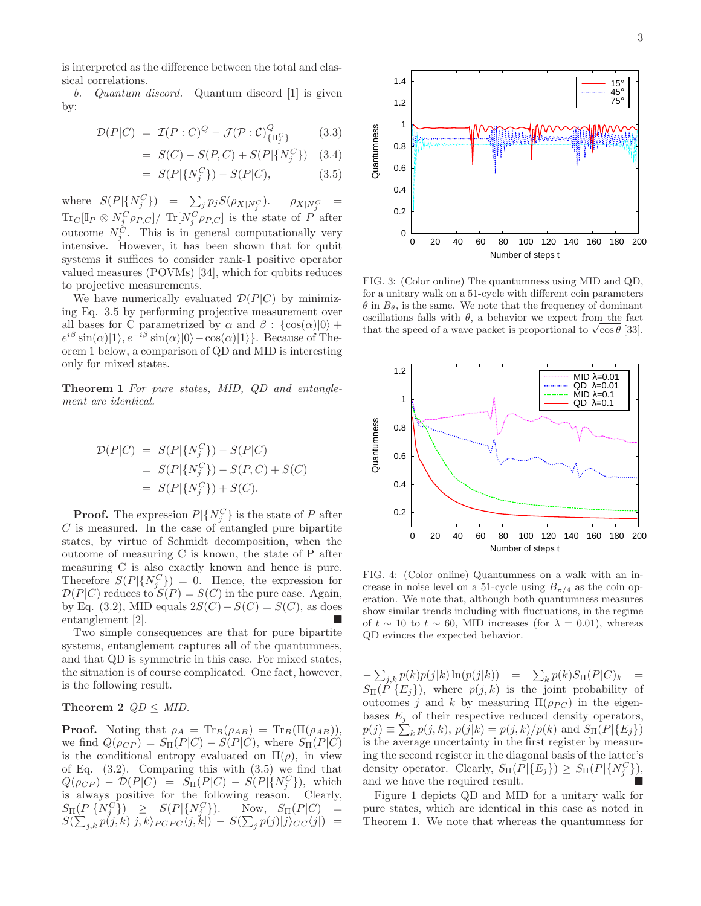is interpreted as the difference between the total and classical correlations.

*b. Quantum discord.* Quantum discord [1] is given by:

$$\mathcal{D}(P|C) = \mathcal{I}(P:C)^Q - \mathcal{J}(\mathcal{P}:\mathcal{C})^Q_{\{\Pi^C_j\}} \quad (3.3)$$

$$= S(C) - S(P,C) + S(P|\{N^C_j\}) \quad (3.4)$$

$$= S(P|\{N^C_j\}) - S(P|C), \quad (3.5)$$

where $S(P|\{N^C_j\}) = \sum_j p_j S(\rho_{X|N^C_j})$. $\rho_{X|N^C_j} = \mathrm{Tr}_C[\mathbb{I}_P \otimes N^C_j \rho_{P,C}]/\ \mathrm{Tr}[N^C_j \rho_{P,C}]$ is the state of $P$ after outcome $N^C_j$. This is in general computationally very intensive. However, it has been shown that for qubit systems it suffices to consider rank-1 positive operator valued measures (POVMs) [34], which for qubits reduces to projective measurements.

We have numerically evaluated $\mathcal{D}(P|C)$ by minimizing Eq. 3.5 by performing projective measurement over all bases for C parametrized by $\alpha$ and $\beta$ : $\{\cos(\alpha)|0\rangle + e^{i\beta}\sin(\alpha)|1\rangle, e^{-i\beta}\sin(\alpha)|0\rangle - \cos(\alpha)|1\rangle\}$. Because of Theorem 1 below, a comparison of QD and MID is interesting only for mixed states.

**Theorem 1** *For pure states, MID, QD and entanglement are identical.*

$$\mathcal{D}(P|C) = S(P|\{N^C_j\}) - S(P|C)$$
$$= S(P|\{N^C_j\}) - S(P,C) + S(C)$$
$$= S(P|\{N^C_j\}) + S(C).$$

**Proof.** The expression $P|\{N^C_j\}$ is the state of $P$ after $C$ is measured. In the case of entangled pure bipartite states, by virtue of Schmidt decomposition, when the outcome of measuring C is known, the state of P after measuring C is also exactly known and hence is pure. Therefore $S(P|\{N^C_j\}) = 0$. Hence, the expression for $\mathcal{D}(P|C)$ reduces to $S(P) = S(C)$ in the pure case. Again, by Eq. (3.2), MID equals $2S(C) - S(C) = S(C)$, as does entanglement [2]. ■

Two simple consequences are that for pure bipartite systems, entanglement captures all of the quantumness, and that QD is symmetric in this case. For mixed states, the situation is of course complicated. One fact, however, is the following result.

**Theorem 2** *QD ≤ MID.*

**Proof.** Noting that $\rho_A = \mathrm{Tr}_B(\rho_{AB}) = \mathrm{Tr}_B(\Pi(\rho_{AB}))$, we find $Q(\rho_{CP}) = S_\Pi(P|C) - S(P|C)$, where $S_\Pi(P|C)$ is the conditional entropy evaluated on $\Pi(\rho)$, in view of Eq. (3.2). Comparing this with (3.5) we find that $Q(\rho_{CP}) - \mathcal{D}(P|C) = S_\Pi(P|C) - S(P|\{N^C_j\})$, which is always positive for the following reason. Clearly, $S_\Pi(P|\{N^C_j\}) \geq S(P|\{N^C_j\})$. Now, $S_\Pi(P|C) = S(\sum_{j,k} p(j,k)|j,k\rangle_{PC\,PC}\langle j,k|) - S(\sum_j p(j)|j\rangle_{CC}\langle j|) = -\sum_{j,k} p(k)p(j|k)\ln(p(j|k)) = \sum_k p(k)S_\Pi(P|C)_k = S_\Pi(P|\{E_j\})$, where $p(j,k)$ is the joint probability of outcomes $j$ and $k$ by measuring $\Pi(\rho_{PC})$ in the eigenbases $E_j$ of their respective reduced density operators, $p(j) \equiv \sum_k p(j,k)$, $p(j|k) = p(j,k)/p(k)$ and $S_\Pi(P|\{E_j\})$ is the average uncertainty in the first register by measuring the second register in the diagonal basis of the latter's density operator. Clearly, $S_\Pi(P|\{E_j\}) \geq S_\Pi(P|\{N^C_j\})$, and we have the required result. ■

Figure 1 depicts QD and MID for a unitary walk for pure states, which are identical in this case as noted in Theorem 1. We note that whereas the quantumness for

FIG. 3: (Color online) The quantumness using MID and QD, for a unitary walk on a 51-cycle with different coin parameters $\theta$ in $B_\theta$, is the same. We note that the frequency of dominant oscillations falls with $\theta$, a behavior we expect from the fact that the speed of a wave packet is proportional to $\sqrt{\cos\theta}$ [33].

FIG. 4: (Color online) Quantumness on a walk with an increase in noise level on a 51-cycle using $B_{\pi/4}$ as the coin operation. We note that, although both quantumness measures show similar trends including with fluctuations, in the regime of $t \sim 10$ to $t \sim 60$, MID increases (for $\lambda = 0.01$), whereas QD evinces the expected behavior.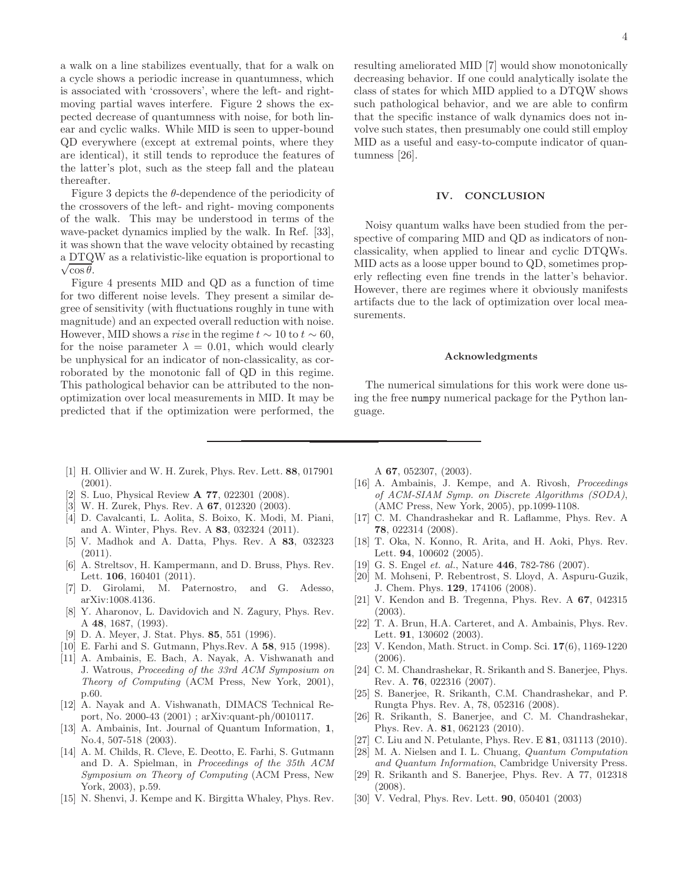a walk on a line stabilizes eventually, that for a walk on a cycle shows a periodic increase in quantumness, which is associated with 'crossovers', where the left- and right-moving partial waves interfere. Figure 2 shows the expected decrease of quantumness with noise, for both linear and cyclic walks. While MID is seen to upper-bound QD everywhere (except at extremal points, where they are identical), it still tends to reproduce the features of the latter's plot, such as the steep fall and the plateau thereafter.

Figure 3 depicts the $\theta$-dependence of the periodicity of the crossovers of the left- and right- moving components of the walk. This may be understood in terms of the wave-packet dynamics implied by the walk. In Ref. [33], it was shown that the wave velocity obtained by recasting a DTQW as a relativistic-like equation is proportional to $\sqrt{\cos\theta}$.

Figure 4 presents MID and QD as a function of time for two different noise levels. They present a similar degree of sensitivity (with fluctuations roughly in tune with magnitude) and an expected overall reduction with noise. However, MID shows a *rise* in the regime $t \sim 10$ to $t \sim 60$, for the noise parameter $\lambda = 0.01$, which would clearly be unphysical for an indicator of non-classicality, as corroborated by the monotonic fall of QD in this regime. This pathological behavior can be attributed to the non-optimization over local measurements in MID. It may be predicted that if the optimization were performed, the resulting ameliorated MID [7] would show monotonically decreasing behavior. If one could analytically isolate the class of states for which MID applied to a DTQW shows such pathological behavior, and we are able to confirm that the specific instance of walk dynamics does not involve such states, then presumably one could still employ MID as a useful and easy-to-compute indicator of quantumness [26].

## IV. CONCLUSION

Noisy quantum walks have been studied from the perspective of comparing MID and QD as indicators of non-classicality, when applied to linear and cyclic DTQWs. MID acts as a loose upper bound to QD, sometimes properly reflecting even fine trends in the latter's behavior. However, there are regimes where it obviously manifests artifacts due to the lack of optimization over local measurements.

### Acknowledgments

The numerical simulations for this work were done using the free `numpy` numerical package for the Python language.

---

[1] H. Ollivier and W. H. Zurek, Phys. Rev. Lett. **88**, 017901 (2001).

[2] S. Luo, Physical Review **A 77**, 022301 (2008).

[3] W. H. Zurek, Phys. Rev. A **67**, 012320 (2003).

[4] D. Cavalcanti, L. Aolita, S. Boixo, K. Modi, M. Piani, and A. Winter, Phys. Rev. A **83**, 032324 (2011).

[5] V. Madhok and A. Datta, Phys. Rev. A **83**, 032323 (2011).

[6] A. Streltsov, H. Kampermann, and D. Bruss, Phys. Rev. Lett. **106**, 160401 (2011).

[7] D. Girolami, M. Paternostro, and G. Adesso, arXiv:1008.4136.

[8] Y. Aharonov, L. Davidovich and N. Zagury, Phys. Rev. A **48**, 1687, (1993).

[9] D. A. Meyer, J. Stat. Phys. **85**, 551 (1996).

[10] E. Farhi and S. Gutmann, Phys.Rev. A **58**, 915 (1998).

[11] A. Ambainis, E. Bach, A. Nayak, A. Vishwanath and J. Watrous, *Proceeding of the 33rd ACM Symposium on Theory of Computing* (ACM Press, New York, 2001), p.60.

[12] A. Nayak and A. Vishwanath, DIMACS Technical Report, No. 2000-43 (2001) ; arXiv:quant-ph/0010117.

[13] A. Ambainis, Int. Journal of Quantum Information, **1**, No.4, 507-518 (2003).

[14] A. M. Childs, R. Cleve, E. Deotto, E. Farhi, S. Gutmann and D. A. Spielman, in *Proceedings of the 35th ACM Symposium on Theory of Computing* (ACM Press, New York, 2003), p.59.

[15] N. Shenvi, J. Kempe and K. Birgitta Whaley, Phys. Rev. A **67**, 052307, (2003).

[16] A. Ambainis, J. Kempe, and A. Rivosh, *Proceedings of ACM-SIAM Symp. on Discrete Algorithms (SODA)*, (AMC Press, New York, 2005), pp.1099-1108.

[17] C. M. Chandrashekar and R. Laflamme, Phys. Rev. A **78**, 022314 (2008).

[18] T. Oka, N. Konno, R. Arita, and H. Aoki, Phys. Rev. Lett. **94**, 100602 (2005).

[19] G. S. Engel *et. al.*, Nature **446**, 782-786 (2007).

[20] M. Mohseni, P. Rebentrost, S. Lloyd, A. Aspuru-Guzik, J. Chem. Phys. **129**, 174106 (2008).

[21] V. Kendon and B. Tregenna, Phys. Rev. A **67**, 042315 (2003).

[22] T. A. Brun, H.A. Carteret, and A. Ambainis, Phys. Rev. Lett. **91**, 130602 (2003).

[23] V. Kendon, Math. Struct. in Comp. Sci. **17**(6), 1169-1220 (2006).

[24] C. M. Chandrashekar, R. Srikanth and S. Banerjee, Phys. Rev. A. **76**, 022316 (2007).

[25] S. Banerjee, R. Srikanth, C.M. Chandrashekar, and P. Rungta Phys. Rev. A, 78, 052316 (2008).

[26] R. Srikanth, S. Banerjee, and C. M. Chandrashekar, Phys. Rev. A. **81**, 062123 (2010).

[27] C. Liu and N. Petulante, Phys. Rev. E **81**, 031113 (2010).

[28] M. A. Nielsen and I. L. Chuang, *Quantum Computation and Quantum Information*, Cambridge University Press.

[29] R. Srikanth and S. Banerjee, Phys. Rev. A 77, 012318 (2008).

[30] V. Vedral, Phys. Rev. Lett. **90**, 050401 (2003)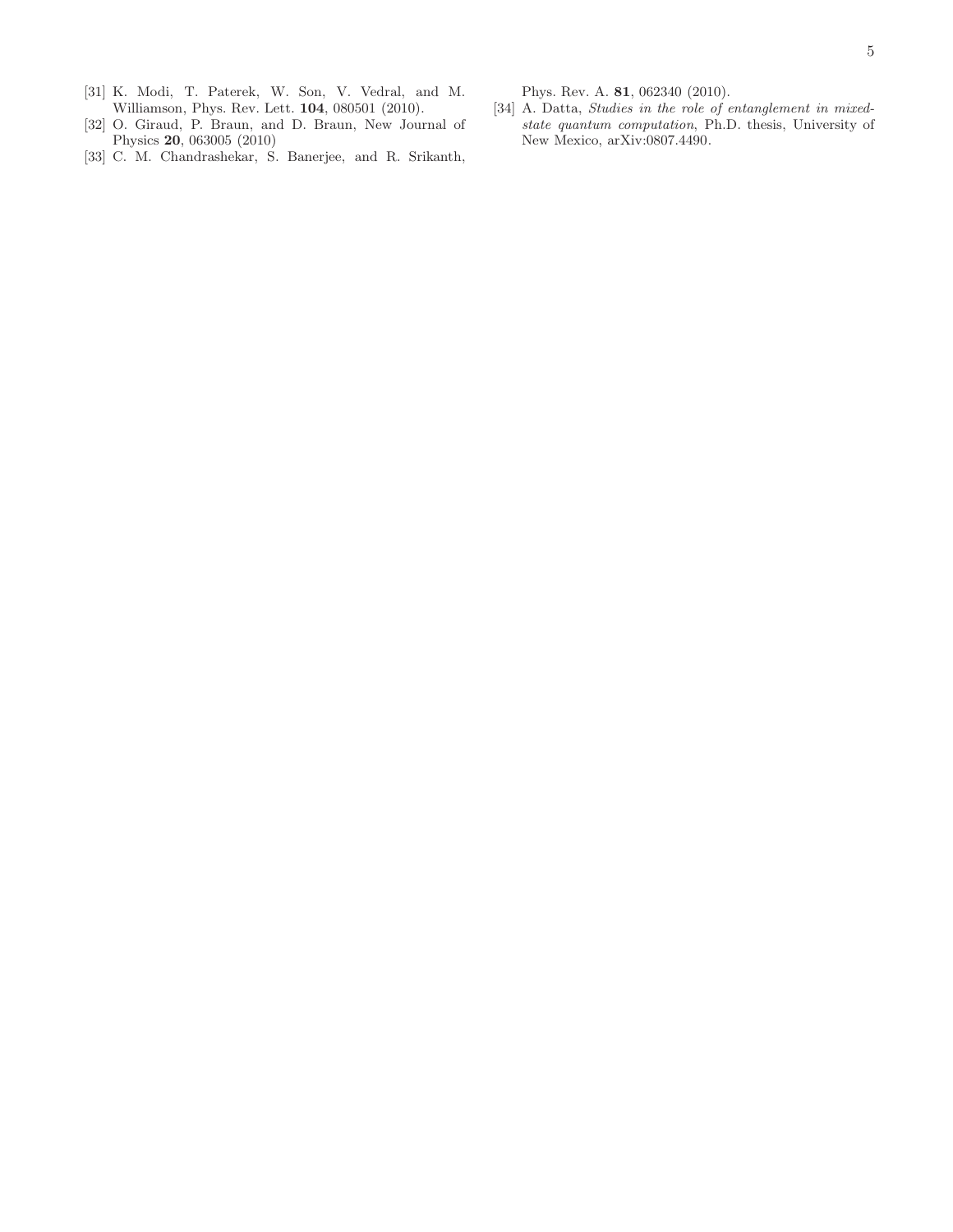[31] K. Modi, T. Paterek, W. Son, V. Vedral, and M. Williamson, Phys. Rev. Lett. **104**, 080501 (2010).

[32] O. Giraud, P. Braun, and D. Braun, New Journal of Physics **20**, 063005 (2010)

[33] C. M. Chandrashekar, S. Banerjee, and R. Srikanth, Phys. Rev. A. **81**, 062340 (2010).

[34] A. Datta, *Studies in the role of entanglement in mixed-state quantum computation*, Ph.D. thesis, University of New Mexico, arXiv:0807.4490.